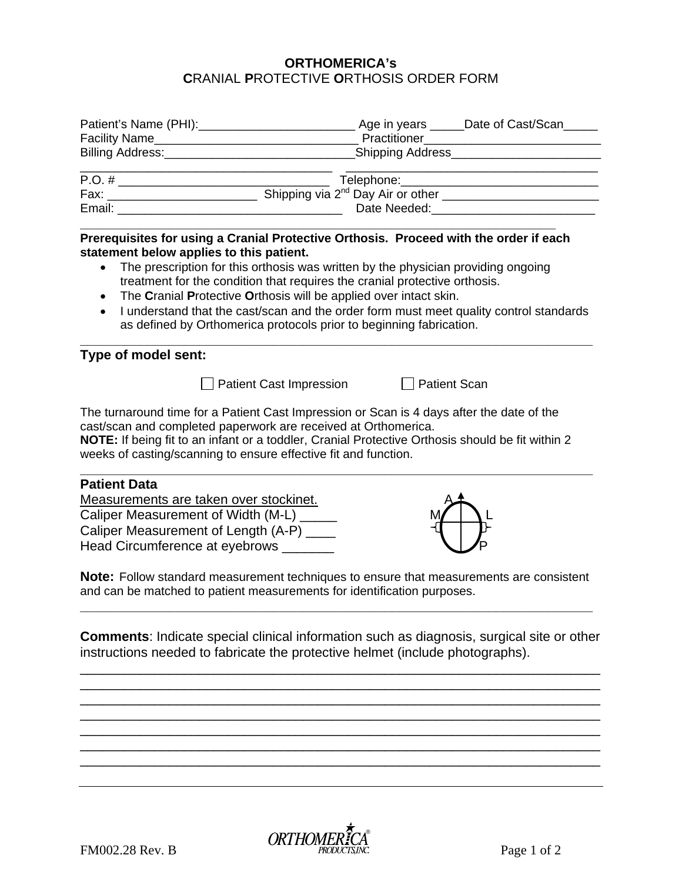# ORTHOMERICA's
## **C**RANIAL **P**ROTECTIVE **O**RTHOSIS ORDER FORM

Patient's Name (PHI):_______________________ Age in years _____Date of Cast/Scan_____
Facility Name______________________________ Practitioner__________________________
Billing Address:____________________________Shipping Address______________________
___________________________________ ___________________________________
P.O. # ________________________________ Telephone:______________________________
Fax: ______________________ Shipping via 2nd Day Air or other ________________________
Email: _________________________________ Date Needed:________________________

---

**Prerequisites for using a Cranial Protective Orthosis. Proceed with the order if each statement below applies to this patient.**

- The prescription for this orthosis was written by the physician providing ongoing treatment for the condition that requires the cranial protective orthosis.
- The **C**ranial **P**rotective **O**rthosis will be applied over intact skin.
- I understand that the cast/scan and the order form must meet quality control standards as defined by Orthomerica protocols prior to beginning fabrication.

---

## Type of model sent:

☐ Patient Cast Impression ☐ Patient Scan

The turnaround time for a Patient Cast Impression or Scan is 4 days after the date of the cast/scan and completed paperwork are received at Orthomerica.
**NOTE:** If being fit to an infant or a toddler, Cranial Protective Orthosis should be fit within 2 weeks of casting/scanning to ensure effective fit and function.

---

## Patient Data

Measurements are taken over stockinet.
Caliper Measurement of Width (M-L) _____
Caliper Measurement of Length (A-P) ____
Head Circumference at eyebrows _______

A
M L
P

**Note:** Follow standard measurement techniques to ensure that measurements are consistent and can be matched to patient measurements for identification purposes.

---

**Comments**: Indicate special clinical information such as diagnosis, surgical site or other instructions needed to fabricate the protective helmet (include photographs).

______________________________________________________________________
______________________________________________________________________
______________________________________________________________________
______________________________________________________________________
______________________________________________________________________
______________________________________________________________________
______________________________________________________________________

FM002.28 Rev. B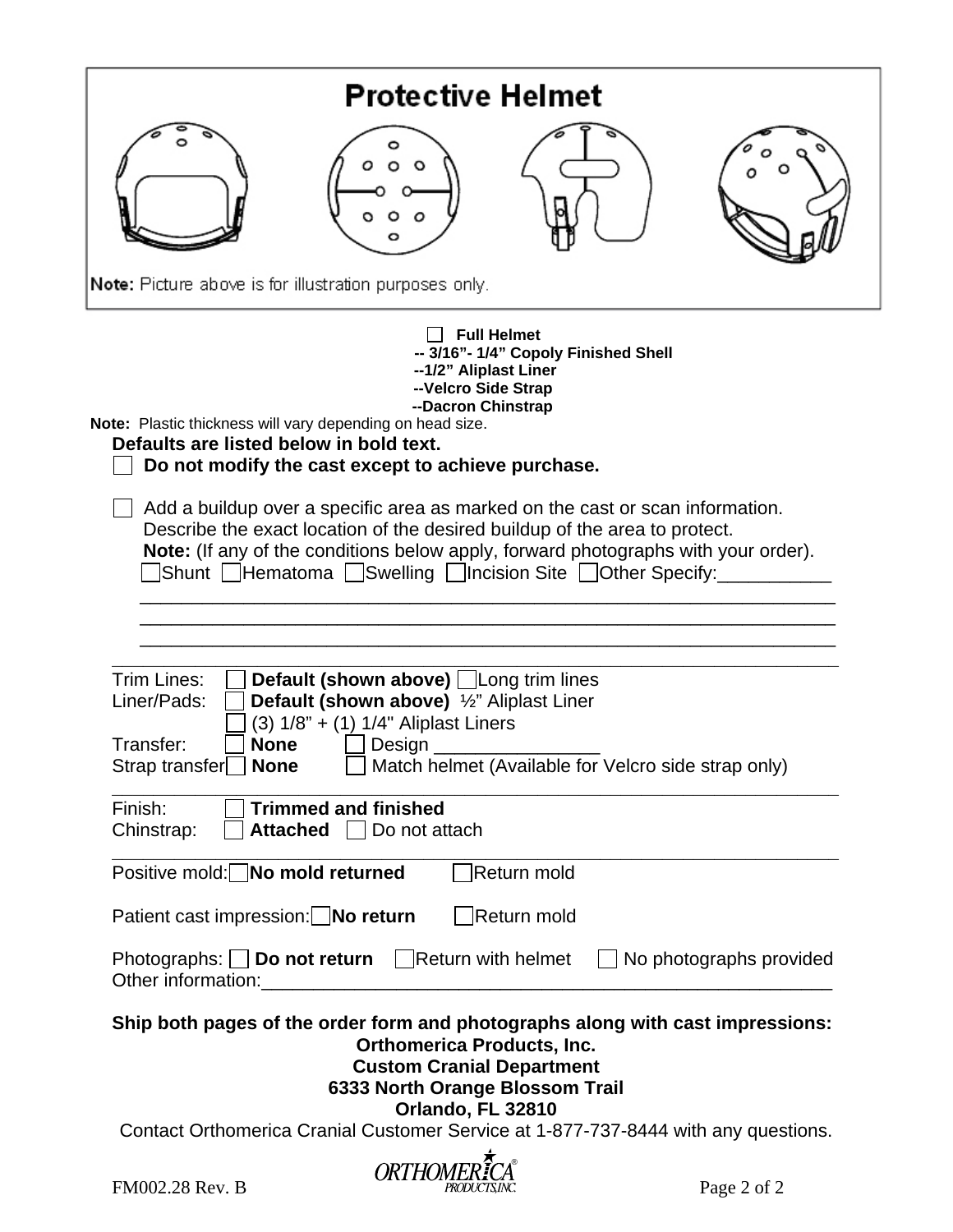# Protective Helmet

**Note:** Picture above is for illustration purposes only.

☐ **Full Helmet**
**-- 3/16"- 1/4" Copoly Finished Shell**
**--1/2" Aliplast Liner**
**--Velcro Side Strap**
**--Dacron Chinstrap**

**Note:** Plastic thickness will vary depending on head size.

**Defaults are listed below in bold text.**

☐ **Do not modify the cast except to achieve purchase.**

☐ Add a buildup over a specific area as marked on the cast or scan information. Describe the exact location of the desired buildup of the area to protect.
**Note:** (If any of the conditions below apply, forward photographs with your order).
☐Shunt ☐Hematoma ☐Swelling ☐Incision Site ☐Other Specify:___________

_______________________________________________________________

_______________________________________________________________

_______________________________________________________________

---

Trim Lines: ☐ **Default (shown above)** ☐Long trim lines

Liner/Pads: ☐ **Default (shown above)** ½" Aliplast Liner
☐ (3) 1/8" + (1) 1/4" Aliplast Liners

Transfer: ☐ **None** ☐ Design _______________

Strap transfer ☐ **None** ☐ Match helmet (Available for Velcro side strap only)

---

Finish: ☐ **Trimmed and finished**

Chinstrap: ☐ **Attached** ☐ Do not attach

---

Positive mold: ☐ **No mold returned** ☐Return mold

Patient cast impression: ☐ **No return** ☐Return mold

Photographs: ☐ **Do not return** ☐Return with helmet ☐ No photographs provided

Other information:_______________________________________________________

**Ship both pages of the order form and photographs along with cast impressions:**
**Orthomerica Products, Inc.**
**Custom Cranial Department**
**6333 North Orange Blossom Trail**
**Orlando, FL 32810**

Contact Orthomerica Cranial Customer Service at 1-877-737-8444 with any questions.

ORTHOMERICA® PRODUCTS, INC.

FM002.28 Rev. B